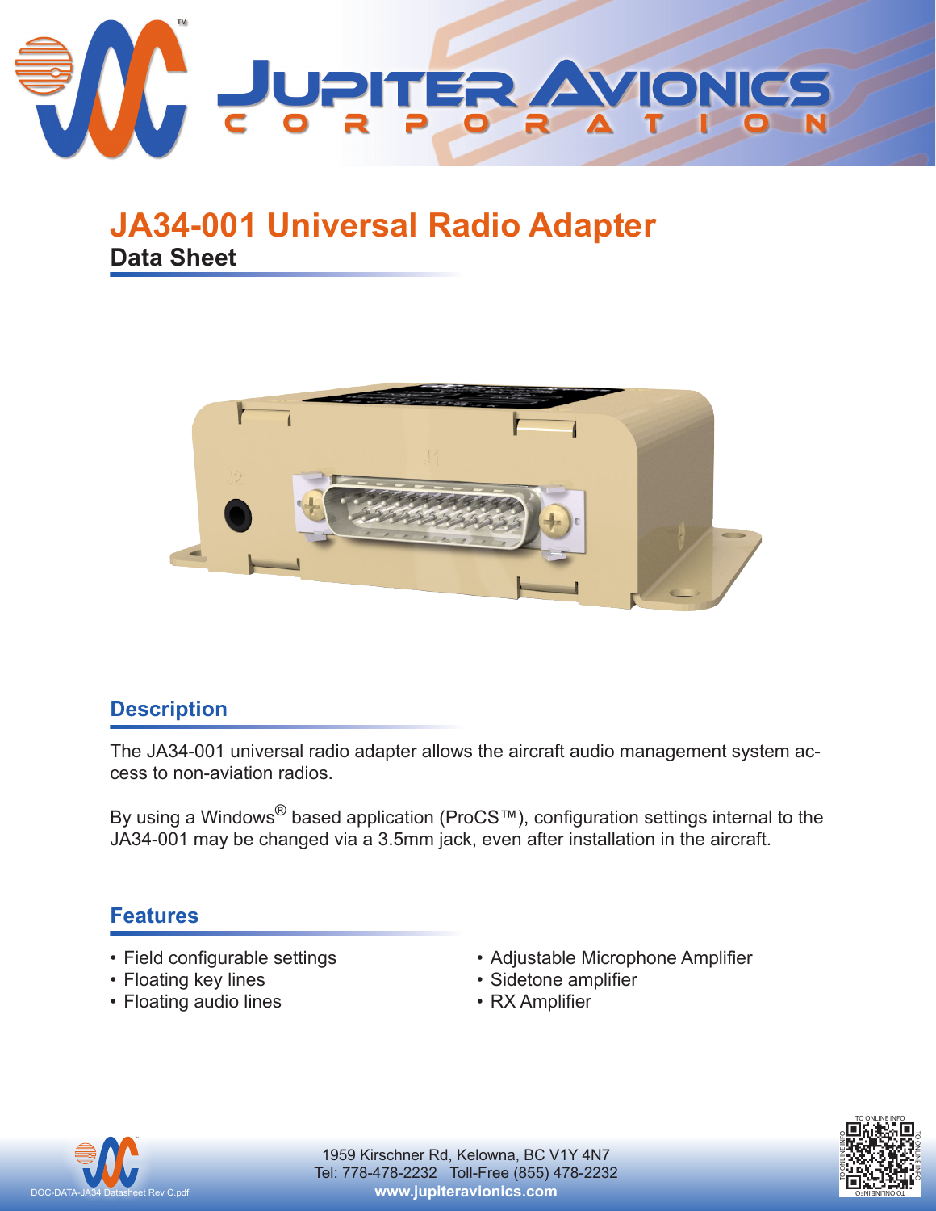# JA34-001 Universal Radio Adapter

**Data Sheet**

## Description

The JA34-001 universal radio adapter allows the aircraft audio management system access to non-aviation radios.

By using a Windows® based application (ProCS™), configuration settings internal to the JA34-001 may be changed via a 3.5mm jack, even after installation in the aircraft.

## Features

- Field configurable settings
- Floating key lines
- Floating audio lines
- Adjustable Microphone Amplifier
- Sidetone amplifier
- RX Amplifier

1959 Kirschner Rd, Kelowna, BC V1Y 4N7
Tel: 778-478-2232 Toll-Free (855) 478-2232
**www.jupiteravionics.com**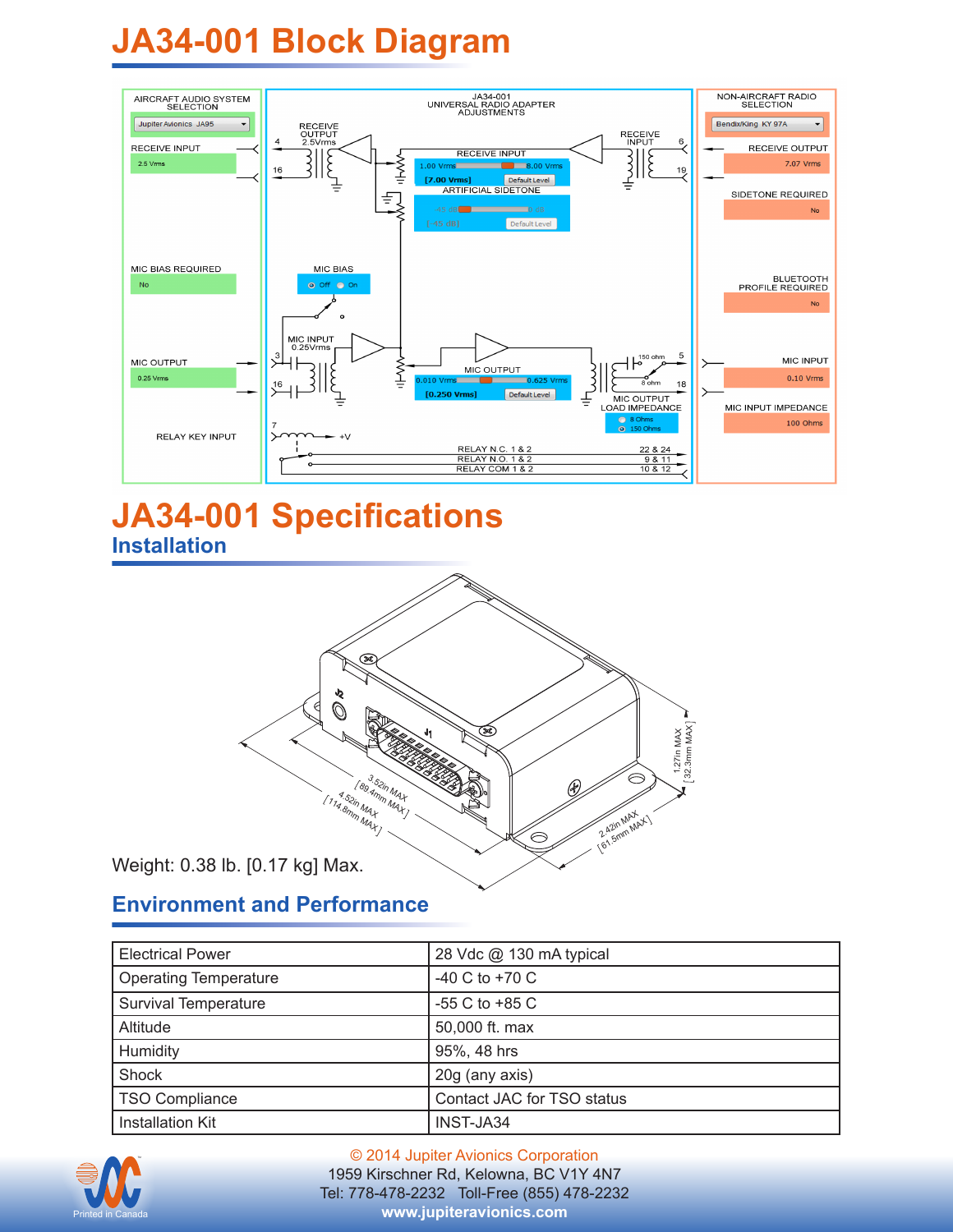# JA34-001 Block Diagram

AIRCRAFT AUDIO SYSTEM SELECTION

Jupiter Avionics JA95

RECEIVE INPUT

2.5 Vrms

MIC BIAS REQUIRED

No

MIC OUTPUT

0.25 Vrms

RELAY KEY INPUT

JA34-001
UNIVERSAL RADIO ADAPTER
ADJUSTMENTS

RECEIVE OUTPUT 2.5Vrms

RECEIVE INPUT

RECEIVE INPUT

1.00 Vrms 8.00 Vrms

[7.00 Vrms] Default Level

ARTIFICIAL SIDETONE

-45 dB 0 dB

[-45 dB] Default Level

MIC BIAS

Off On

MIC INPUT 0.25Vrms

MIC OUTPUT

0.010 Vrms 0.625 Vrms

[0.250 Vrms] Default Level

150 ohm

8 ohm

MIC OUTPUT LOAD IMPEDANCE

8 Ohms

150 Ohms

+V

RELAY N.C. 1 & 2 22 & 24

RELAY N.O. 1 & 2 9 & 11

RELAY COM 1 & 2 10 & 12

4 16 6 19 3 16 5 18 7

NON-AIRCRAFT RADIO SELECTION

Bendix/King KY 97A

RECEIVE OUTPUT

7.07 Vrms

SIDETONE REQUIRED

No

BLUETOOTH PROFILE REQUIRED

No

MIC INPUT

0.10 Vrms

MIC INPUT IMPEDANCE

100 Ohms

# JA34-001 Specifications

## Installation

J2

J1

3.52in MAX [89.4mm MAX]

4.52in MAX [114.8mm MAX]

2.42in MAX [61.5mm MAX]

1.27in MAX [32.3mm MAX]

Weight: 0.38 lb. [0.17 kg] Max.

## Environment and Performance

| | |
|---|---|
| Electrical Power | 28 Vdc @ 130 mA typical |
| Operating Temperature | -40 C to +70 C |
| Survival Temperature | -55 C to +85 C |
| Altitude | 50,000 ft. max |
| Humidity | 95%, 48 hrs |
| Shock | 20g (any axis) |
| TSO Compliance | Contact JAC for TSO status |
| Installation Kit | INST-JA34 |

© 2014 Jupiter Avionics Corporation
1959 Kirschner Rd, Kelowna, BC V1Y 4N7
Tel: 778-478-2232 Toll-Free (855) 478-2232
www.jupiteravionics.com

Printed in Canada